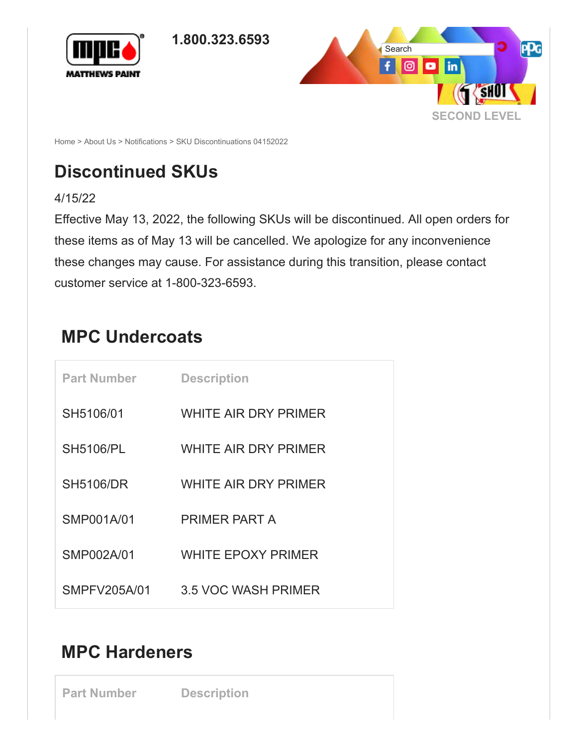MATTHEWS PAINT

1.800.323.6593

Search

SECOND LEVEL

Home > About Us > Notifications > SKU Discontinuations 04152022

# Discontinued SKUs

4/15/22

Effective May 13, 2022, the following SKUs will be discontinued. All open orders for these items as of May 13 will be cancelled. We apologize for any inconvenience these changes may cause. For assistance during this transition, please contact customer service at 1-800-323-6593.

## MPC Undercoats

| Part Number | Description |
| --- | --- |
| SH5106/01 | WHITE AIR DRY PRIMER |
| SH5106/PL | WHITE AIR DRY PRIMER |
| SH5106/DR | WHITE AIR DRY PRIMER |
| SMP001A/01 | PRIMER PART A |
| SMP002A/01 | WHITE EPOXY PRIMER |
| SMPFV205A/01 | 3.5 VOC WASH PRIMER |

## MPC Hardeners

| Part Number | Description |
| --- | --- |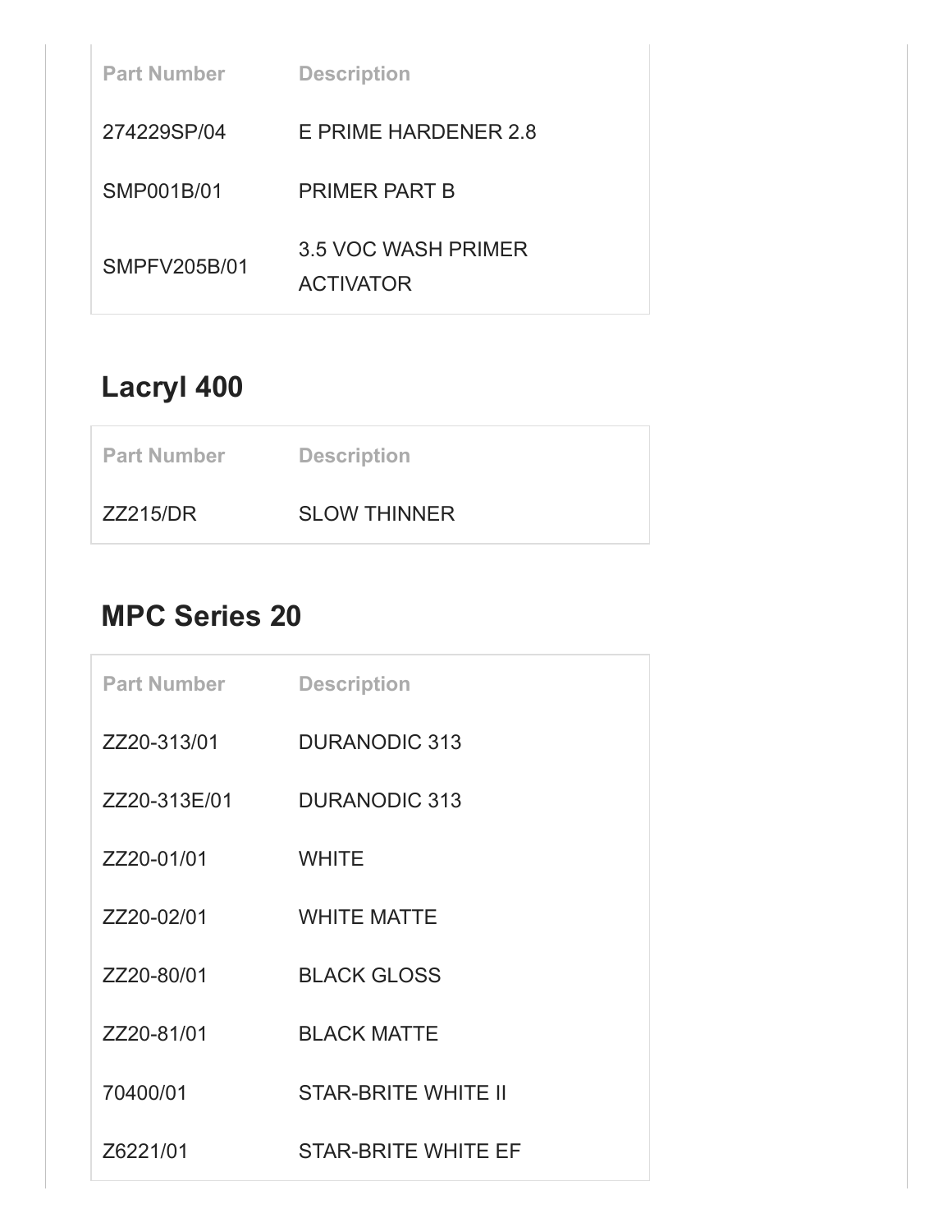| Part Number | Description |
| --- | --- |
| 274229SP/04 | E PRIME HARDENER 2.8 |
| SMP001B/01 | PRIMER PART B |
| SMPFV205B/01 | 3.5 VOC WASH PRIMER ACTIVATOR |

## Lacryl 400

| Part Number | Description |
| --- | --- |
| ZZ215/DR | SLOW THINNER |

## MPC Series 20

| Part Number | Description |
| --- | --- |
| ZZ20-313/01 | DURANODIC 313 |
| ZZ20-313E/01 | DURANODIC 313 |
| ZZ20-01/01 | WHITE |
| ZZ20-02/01 | WHITE MATTE |
| ZZ20-80/01 | BLACK GLOSS |
| ZZ20-81/01 | BLACK MATTE |
| 70400/01 | STAR-BRITE WHITE II |
| Z6221/01 | STAR-BRITE WHITE EF |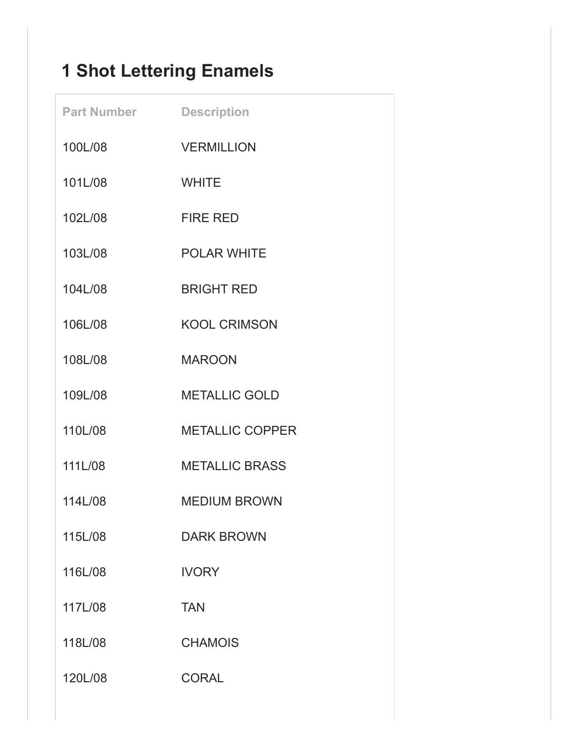## 1 Shot Lettering Enamels

| Part Number | Description |
| --- | --- |
| 100L/08 | VERMILLION |
| 101L/08 | WHITE |
| 102L/08 | FIRE RED |
| 103L/08 | POLAR WHITE |
| 104L/08 | BRIGHT RED |
| 106L/08 | KOOL CRIMSON |
| 108L/08 | MAROON |
| 109L/08 | METALLIC GOLD |
| 110L/08 | METALLIC COPPER |
| 111L/08 | METALLIC BRASS |
| 114L/08 | MEDIUM BROWN |
| 115L/08 | DARK BROWN |
| 116L/08 | IVORY |
| 117L/08 | TAN |
| 118L/08 | CHAMOIS |
| 120L/08 | CORAL |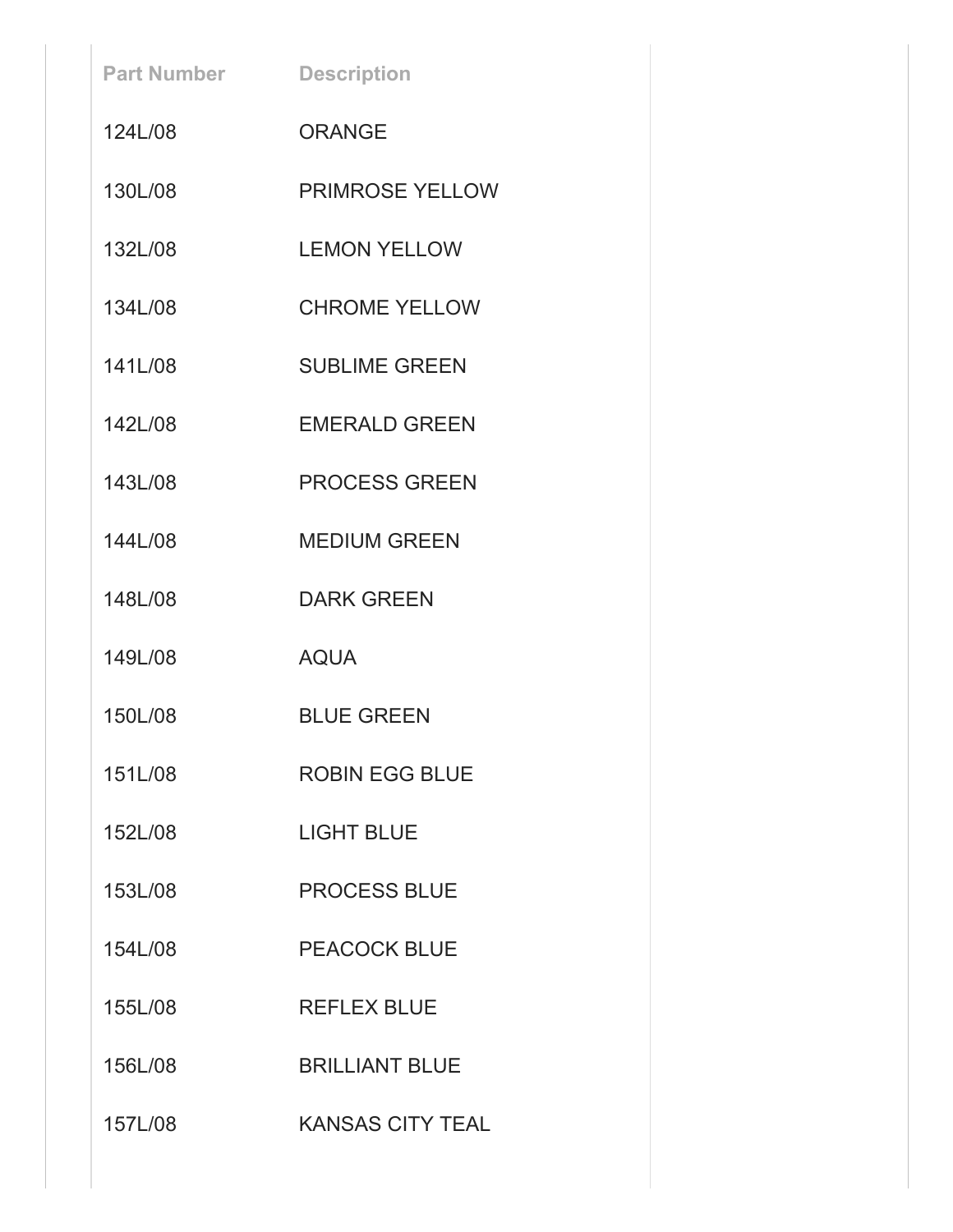| Part Number | Description |
| --- | --- |
| 124L/08 | ORANGE |
| 130L/08 | PRIMROSE YELLOW |
| 132L/08 | LEMON YELLOW |
| 134L/08 | CHROME YELLOW |
| 141L/08 | SUBLIME GREEN |
| 142L/08 | EMERALD GREEN |
| 143L/08 | PROCESS GREEN |
| 144L/08 | MEDIUM GREEN |
| 148L/08 | DARK GREEN |
| 149L/08 | AQUA |
| 150L/08 | BLUE GREEN |
| 151L/08 | ROBIN EGG BLUE |
| 152L/08 | LIGHT BLUE |
| 153L/08 | PROCESS BLUE |
| 154L/08 | PEACOCK BLUE |
| 155L/08 | REFLEX BLUE |
| 156L/08 | BRILLIANT BLUE |
| 157L/08 | KANSAS CITY TEAL |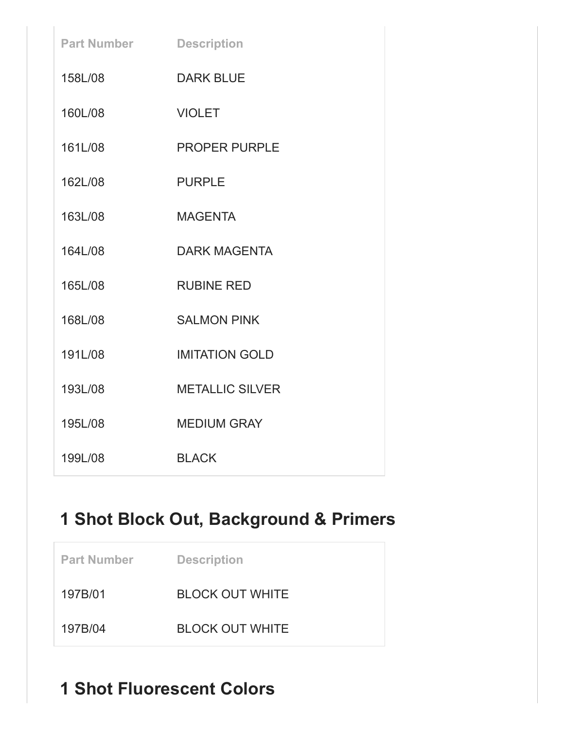| Part Number | Description |
| --- | --- |
| 158L/08 | DARK BLUE |
| 160L/08 | VIOLET |
| 161L/08 | PROPER PURPLE |
| 162L/08 | PURPLE |
| 163L/08 | MAGENTA |
| 164L/08 | DARK MAGENTA |
| 165L/08 | RUBINE RED |
| 168L/08 | SALMON PINK |
| 191L/08 | IMITATION GOLD |
| 193L/08 | METALLIC SILVER |
| 195L/08 | MEDIUM GRAY |
| 199L/08 | BLACK |

## 1 Shot Block Out, Background & Primers

| Part Number | Description |
| --- | --- |
| 197B/01 | BLOCK OUT WHITE |
| 197B/04 | BLOCK OUT WHITE |

## 1 Shot Fluorescent Colors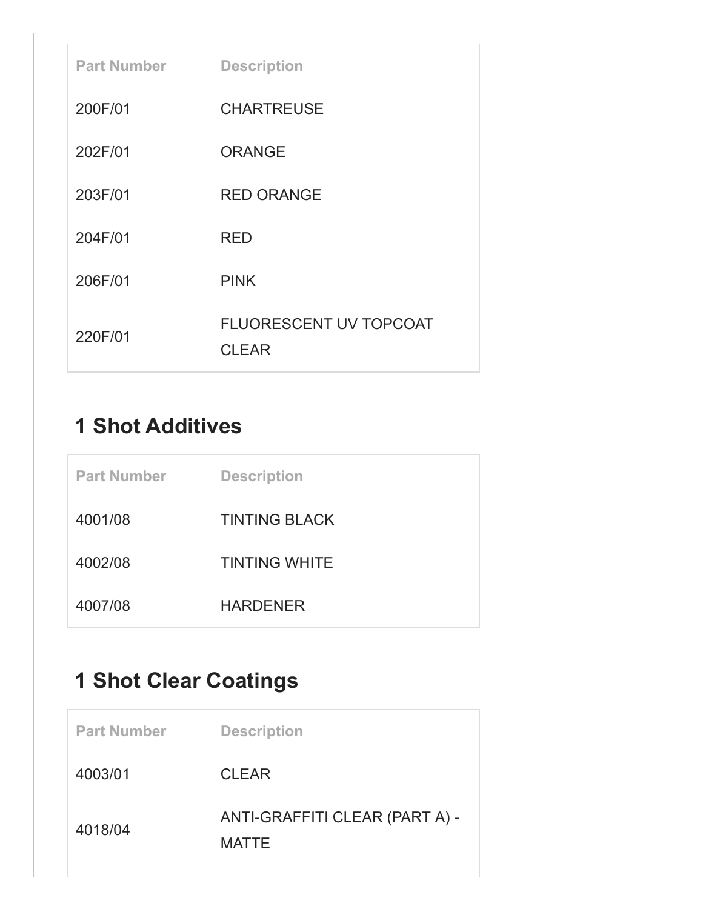| Part Number | Description |
| --- | --- |
| 200F/01 | CHARTREUSE |
| 202F/01 | ORANGE |
| 203F/01 | RED ORANGE |
| 204F/01 | RED |
| 206F/01 | PINK |
| 220F/01 | FLUORESCENT UV TOPCOAT CLEAR |

## 1 Shot Additives

| Part Number | Description |
| --- | --- |
| 4001/08 | TINTING BLACK |
| 4002/08 | TINTING WHITE |
| 4007/08 | HARDENER |

## 1 Shot Clear Coatings

| Part Number | Description |
| --- | --- |
| 4003/01 | CLEAR |
| 4018/04 | ANTI-GRAFFITI CLEAR (PART A) - MATTE |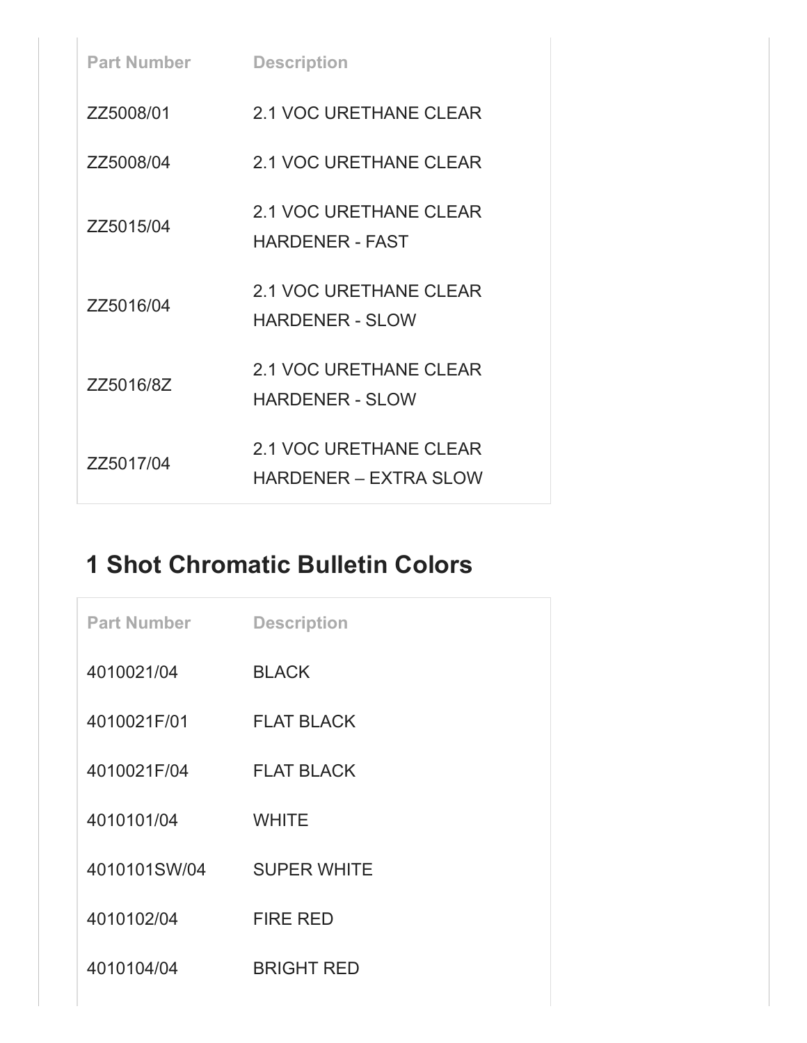| Part Number | Description |
| --- | --- |
| ZZ5008/01 | 2.1 VOC URETHANE CLEAR |
| ZZ5008/04 | 2.1 VOC URETHANE CLEAR |
| ZZ5015/04 | 2.1 VOC URETHANE CLEAR HARDENER - FAST |
| ZZ5016/04 | 2.1 VOC URETHANE CLEAR HARDENER - SLOW |
| ZZ5016/8Z | 2.1 VOC URETHANE CLEAR HARDENER - SLOW |
| ZZ5017/04 | 2.1 VOC URETHANE CLEAR HARDENER – EXTRA SLOW |

## 1 Shot Chromatic Bulletin Colors

| Part Number | Description |
| --- | --- |
| 4010021/04 | BLACK |
| 4010021F/01 | FLAT BLACK |
| 4010021F/04 | FLAT BLACK |
| 4010101/04 | WHITE |
| 4010101SW/04 | SUPER WHITE |
| 4010102/04 | FIRE RED |
| 4010104/04 | BRIGHT RED |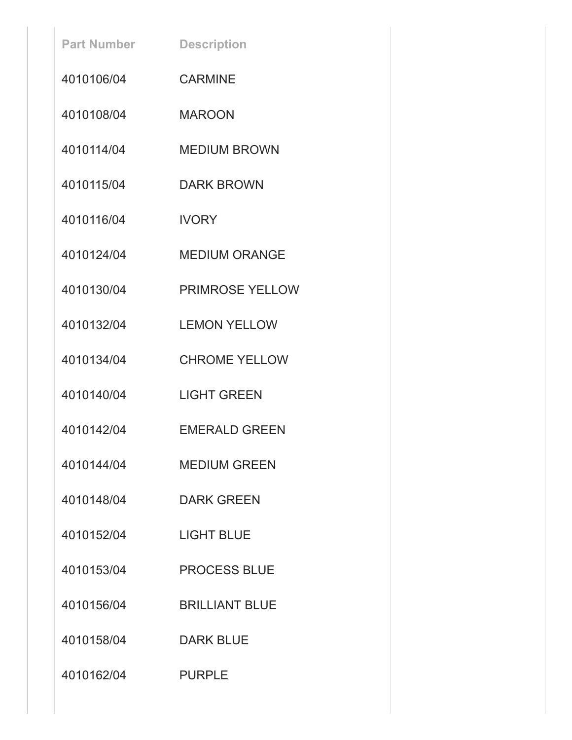| Part Number | Description |
| --- | --- |
| 4010106/04 | CARMINE |
| 4010108/04 | MAROON |
| 4010114/04 | MEDIUM BROWN |
| 4010115/04 | DARK BROWN |
| 4010116/04 | IVORY |
| 4010124/04 | MEDIUM ORANGE |
| 4010130/04 | PRIMROSE YELLOW |
| 4010132/04 | LEMON YELLOW |
| 4010134/04 | CHROME YELLOW |
| 4010140/04 | LIGHT GREEN |
| 4010142/04 | EMERALD GREEN |
| 4010144/04 | MEDIUM GREEN |
| 4010148/04 | DARK GREEN |
| 4010152/04 | LIGHT BLUE |
| 4010153/04 | PROCESS BLUE |
| 4010156/04 | BRILLIANT BLUE |
| 4010158/04 | DARK BLUE |
| 4010162/04 | PURPLE |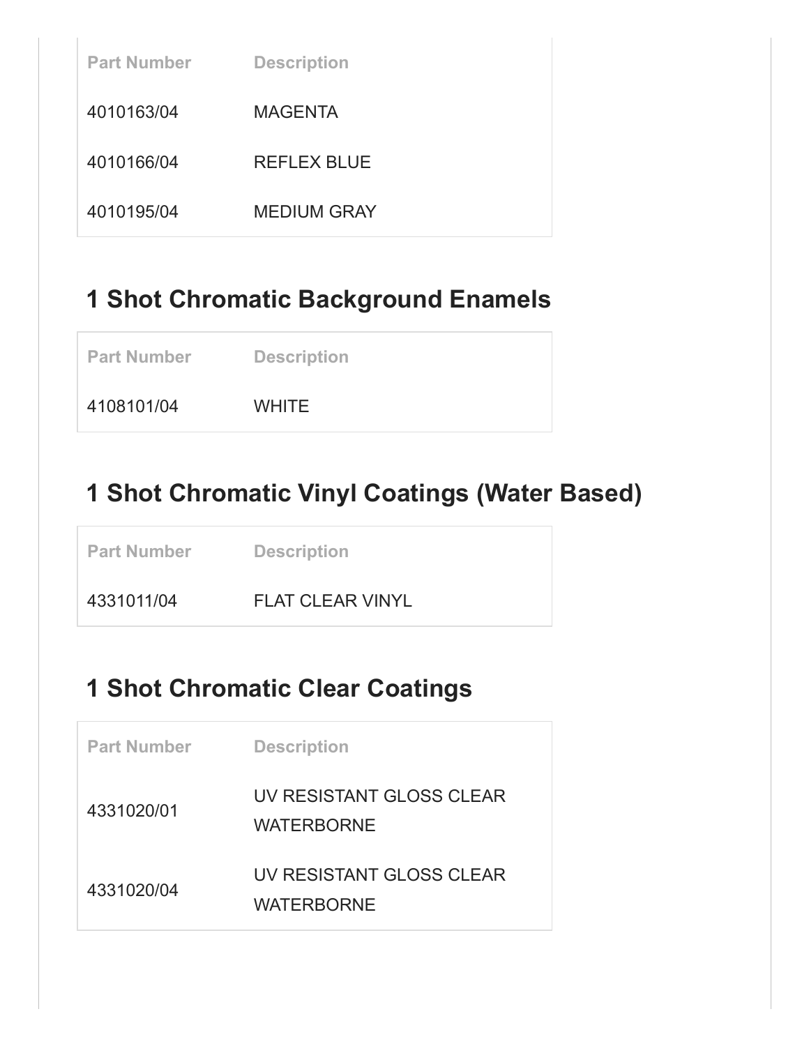| Part Number | Description |
| --- | --- |
| 4010163/04 | MAGENTA |
| 4010166/04 | REFLEX BLUE |
| 4010195/04 | MEDIUM GRAY |

## 1 Shot Chromatic Background Enamels

| Part Number | Description |
| --- | --- |
| 4108101/04 | WHITE |

## 1 Shot Chromatic Vinyl Coatings (Water Based)

| Part Number | Description |
| --- | --- |
| 4331011/04 | FLAT CLEAR VINYL |

## 1 Shot Chromatic Clear Coatings

| Part Number | Description |
| --- | --- |
| 4331020/01 | UV RESISTANT GLOSS CLEAR WATERBORNE |
| 4331020/04 | UV RESISTANT GLOSS CLEAR WATERBORNE |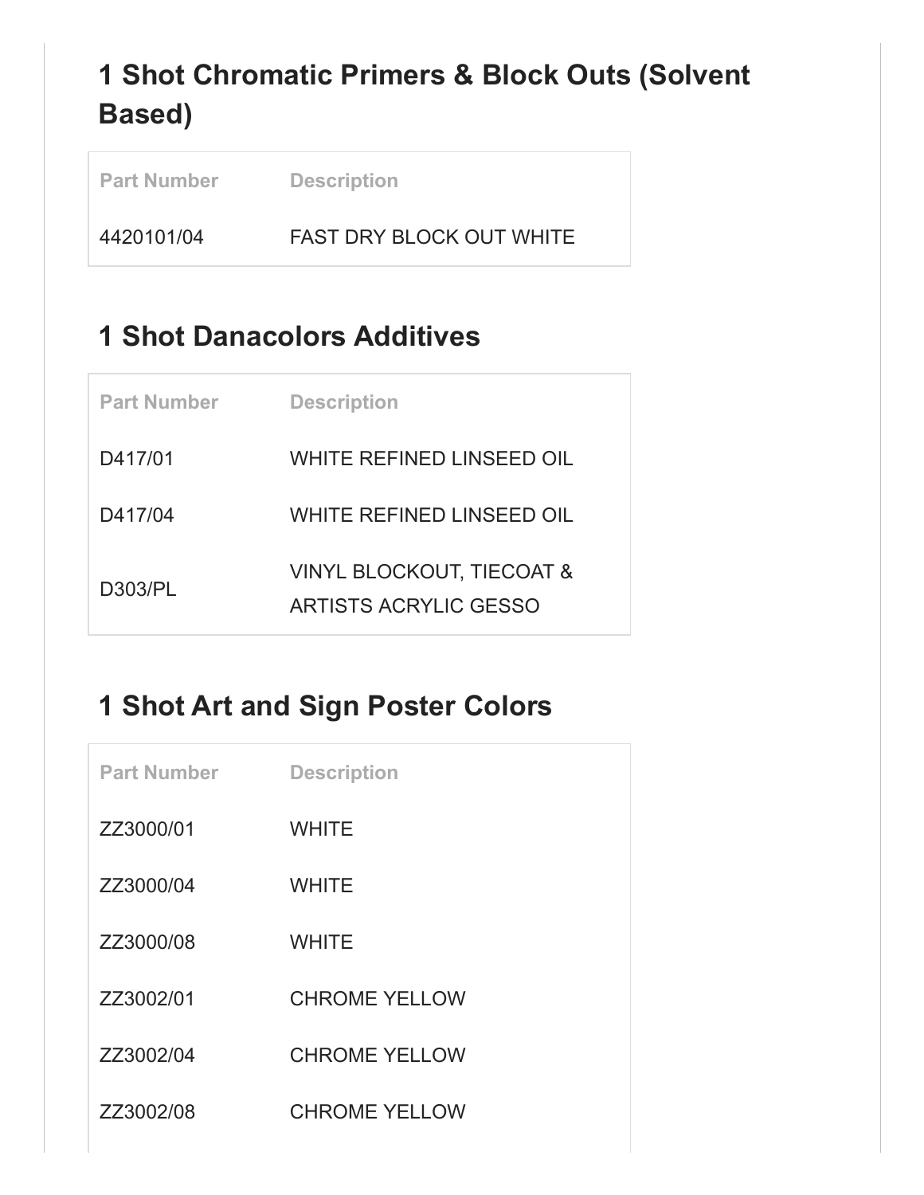## 1 Shot Chromatic Primers & Block Outs (Solvent Based)

| Part Number | Description |
| --- | --- |
| 4420101/04 | FAST DRY BLOCK OUT WHITE |

## 1 Shot Danacolors Additives

| Part Number | Description |
| --- | --- |
| D417/01 | WHITE REFINED LINSEED OIL |
| D417/04 | WHITE REFINED LINSEED OIL |
| D303/PL | VINYL BLOCKOUT, TIECOAT & ARTISTS ACRYLIC GESSO |

## 1 Shot Art and Sign Poster Colors

| Part Number | Description |
| --- | --- |
| ZZ3000/01 | WHITE |
| ZZ3000/04 | WHITE |
| ZZ3000/08 | WHITE |
| ZZ3002/01 | CHROME YELLOW |
| ZZ3002/04 | CHROME YELLOW |
| ZZ3002/08 | CHROME YELLOW |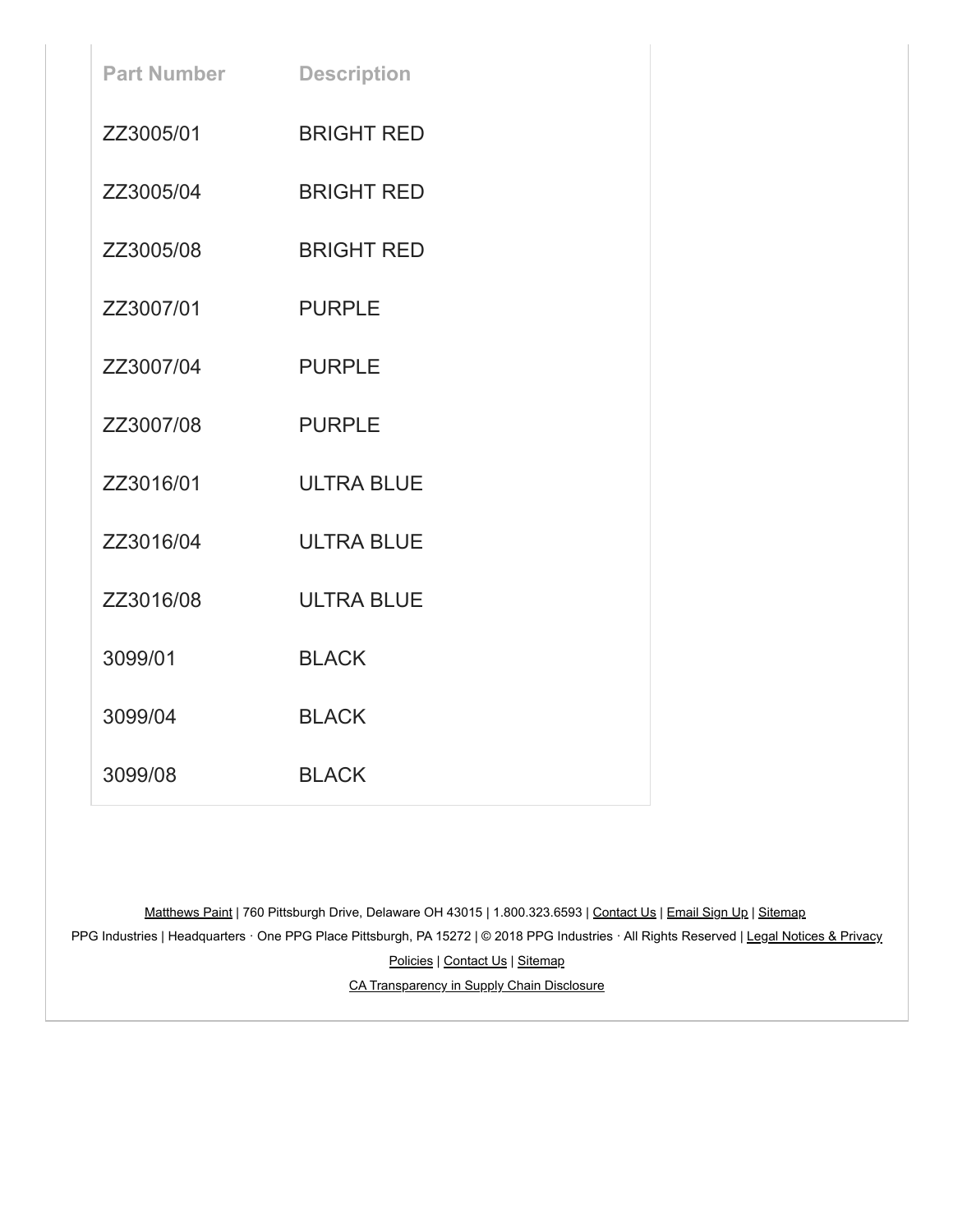| Part Number | Description |
|---|---|
| ZZ3005/01 | BRIGHT RED |
| ZZ3005/04 | BRIGHT RED |
| ZZ3005/08 | BRIGHT RED |
| ZZ3007/01 | PURPLE |
| ZZ3007/04 | PURPLE |
| ZZ3007/08 | PURPLE |
| ZZ3016/01 | ULTRA BLUE |
| ZZ3016/04 | ULTRA BLUE |
| ZZ3016/08 | ULTRA BLUE |
| 3099/01 | BLACK |
| 3099/04 | BLACK |
| 3099/08 | BLACK |

Matthews Paint | 760 Pittsburgh Drive, Delaware OH 43015 | 1.800.323.6593 | Contact Us | Email Sign Up | Sitemap

PPG Industries | Headquarters · One PPG Place Pittsburgh, PA 15272 | © 2018 PPG Industries · All Rights Reserved | Legal Notices & Privacy Policies | Contact Us | Sitemap

CA Transparency in Supply Chain Disclosure